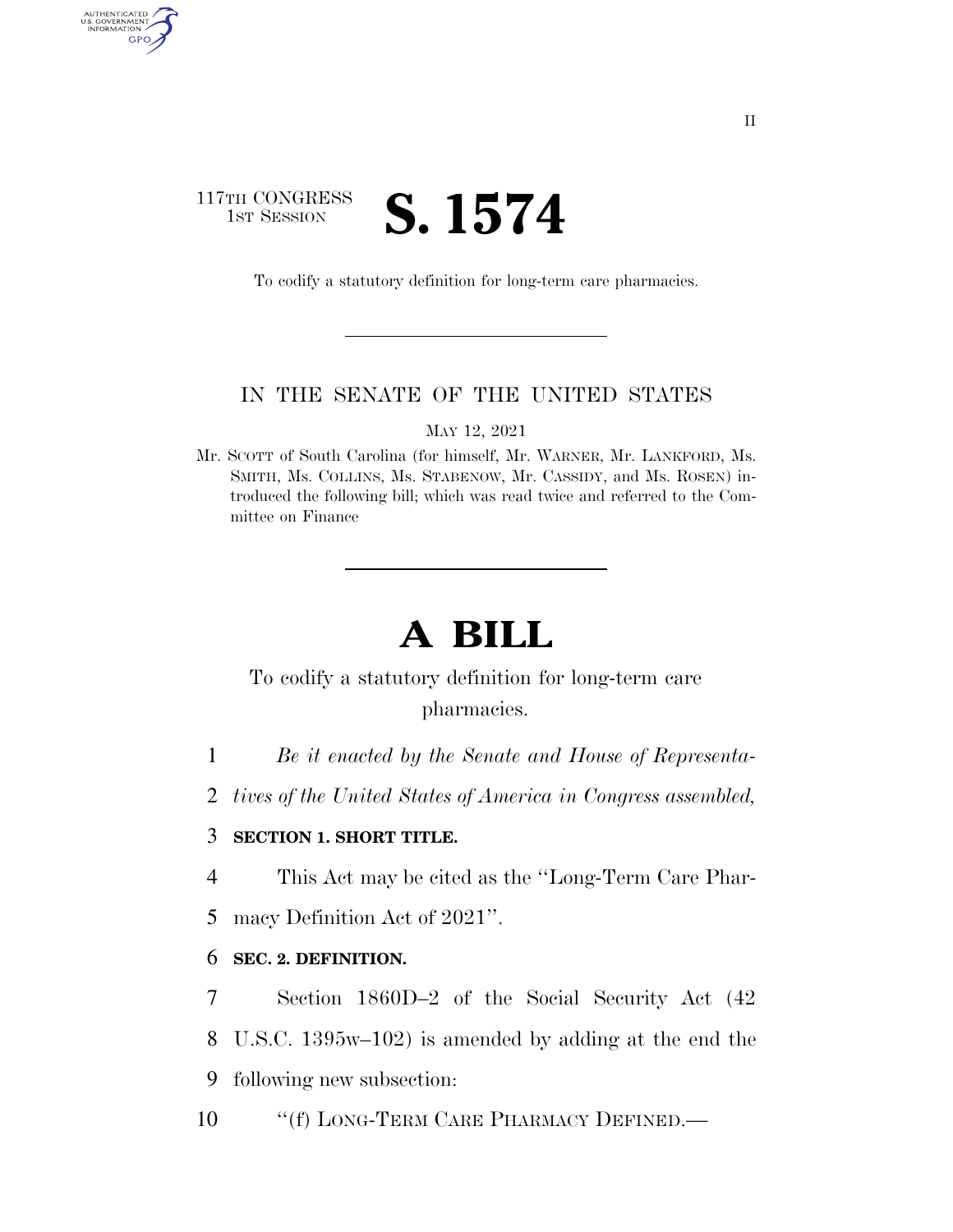II

117TH CONGRESS
1ST SESSION

# S. 1574

To codify a statutory definition for long-term care pharmacies.

IN THE SENATE OF THE UNITED STATES

MAY 12, 2021

Mr. SCOTT of South Carolina (for himself, Mr. WARNER, Mr. LANKFORD, Ms. SMITH, Ms. COLLINS, Ms. STABENOW, Mr. CASSIDY, and Ms. ROSEN) introduced the following bill; which was read twice and referred to the Committee on Finance

# A BILL

To codify a statutory definition for long-term care pharmacies.

1 *Be it enacted by the Senate and House of Representa-*
2 *tives of the United States of America in Congress assembled,*

3 **SECTION 1. SHORT TITLE.**

4 This Act may be cited as the ''Long-Term Care Phar-
5 macy Definition Act of 2021''.

6 **SEC. 2. DEFINITION.**

7 Section 1860D–2 of the Social Security Act (42
8 U.S.C. 1395w–102) is amended by adding at the end the
9 following new subsection:

10 ''(f) LONG-TERM CARE PHARMACY DEFINED.—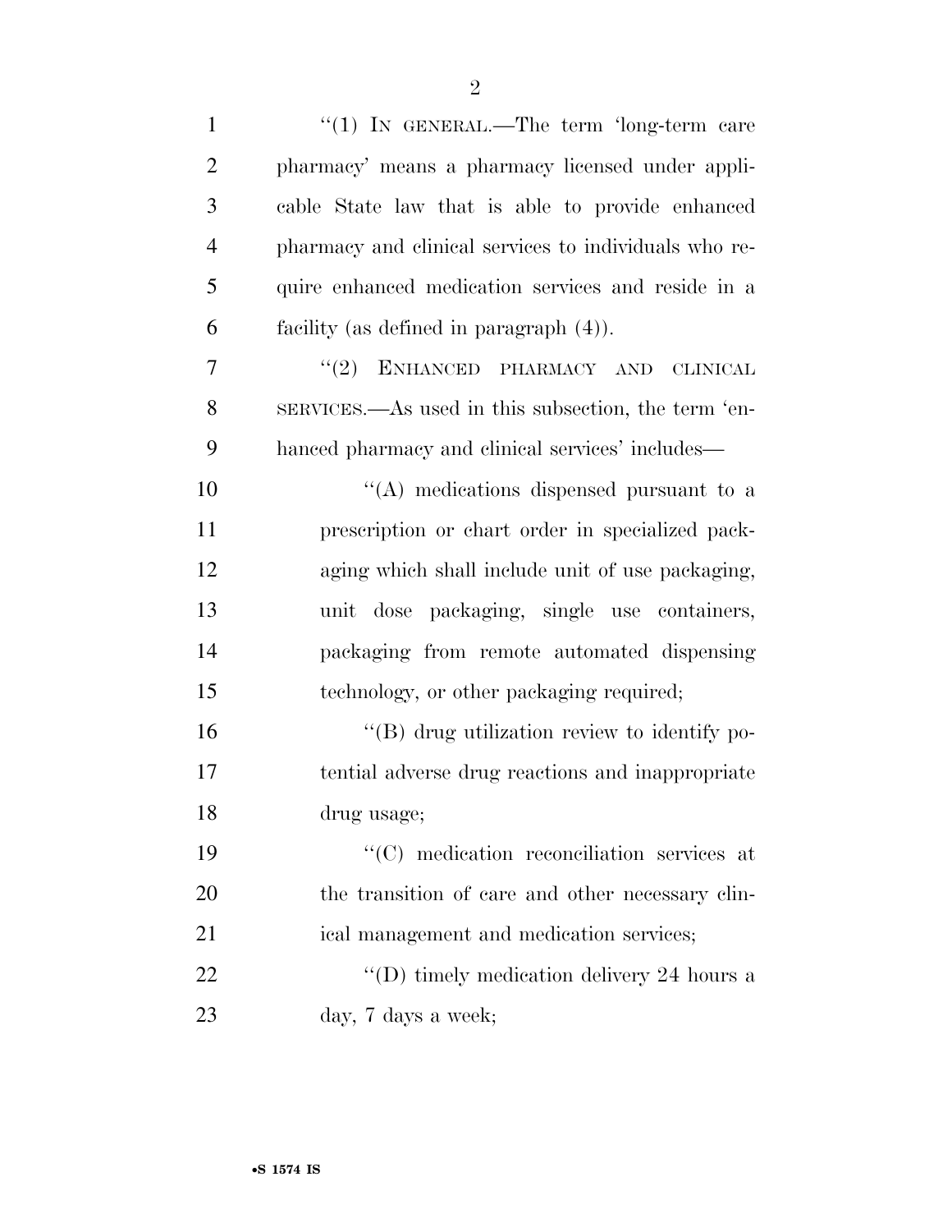"(1) IN GENERAL.—The term 'long-term care pharmacy' means a pharmacy licensed under applicable State law that is able to provide enhanced pharmacy and clinical services to individuals who require enhanced medication services and reside in a facility (as defined in paragraph (4)).

"(2) ENHANCED PHARMACY AND CLINICAL SERVICES.—As used in this subsection, the term 'enhanced pharmacy and clinical services' includes—

"(A) medications dispensed pursuant to a prescription or chart order in specialized packaging which shall include unit of use packaging, unit dose packaging, single use containers, packaging from remote automated dispensing technology, or other packaging required;

"(B) drug utilization review to identify potential adverse drug reactions and inappropriate drug usage;

"(C) medication reconciliation services at the transition of care and other necessary clinical management and medication services;

"(D) timely medication delivery 24 hours a day, 7 days a week;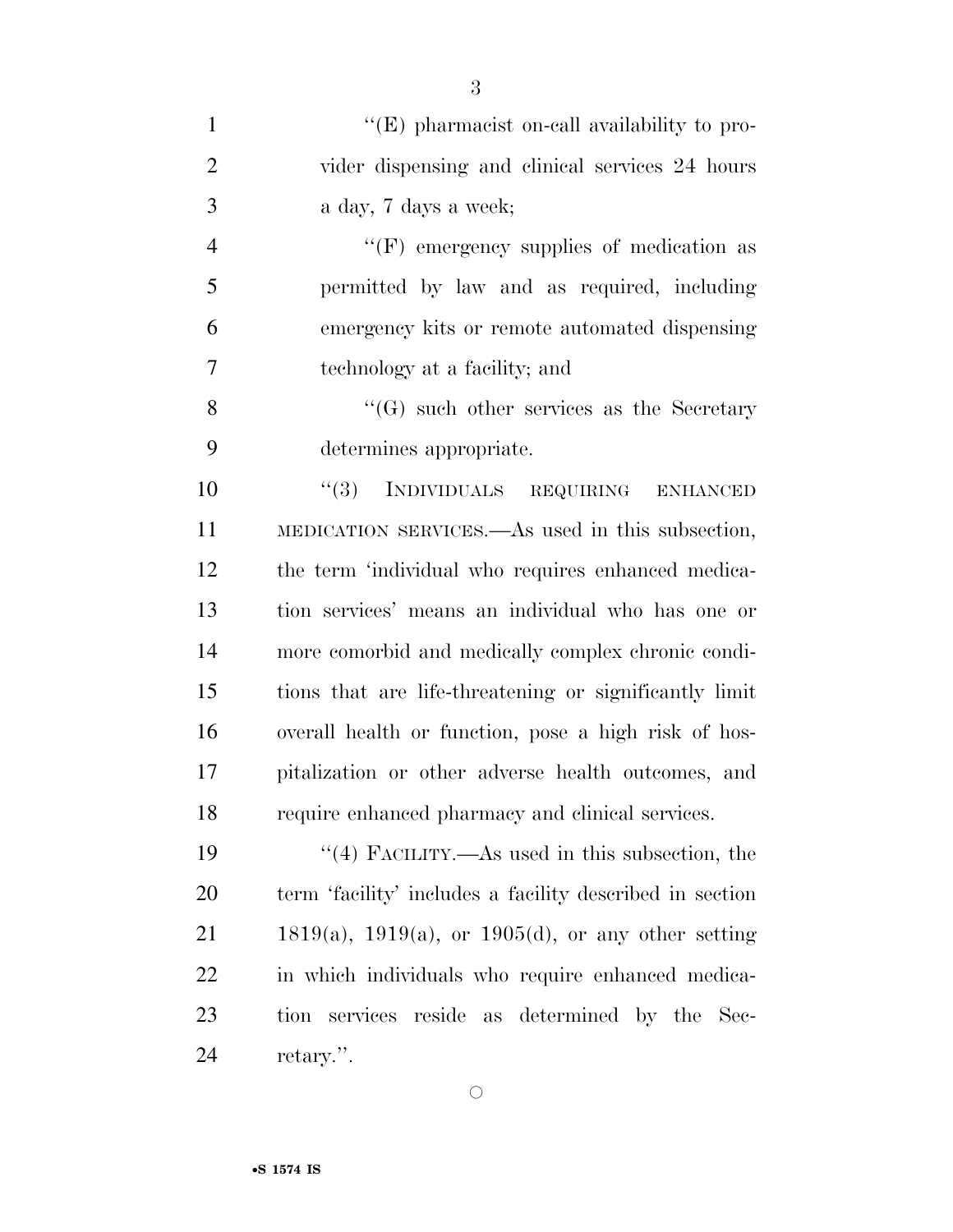"(E) pharmacist on-call availability to provider dispensing and clinical services 24 hours a day, 7 days a week;

"(F) emergency supplies of medication as permitted by law and as required, including emergency kits or remote automated dispensing technology at a facility; and

"(G) such other services as the Secretary determines appropriate.

"(3) INDIVIDUALS REQUIRING ENHANCED MEDICATION SERVICES.—As used in this subsection, the term 'individual who requires enhanced medication services' means an individual who has one or more comorbid and medically complex chronic conditions that are life-threatening or significantly limit overall health or function, pose a high risk of hospitalization or other adverse health outcomes, and require enhanced pharmacy and clinical services.

"(4) FACILITY.—As used in this subsection, the term 'facility' includes a facility described in section 1819(a), 1919(a), or 1905(d), or any other setting in which individuals who require enhanced medication services reside as determined by the Secretary.".

○